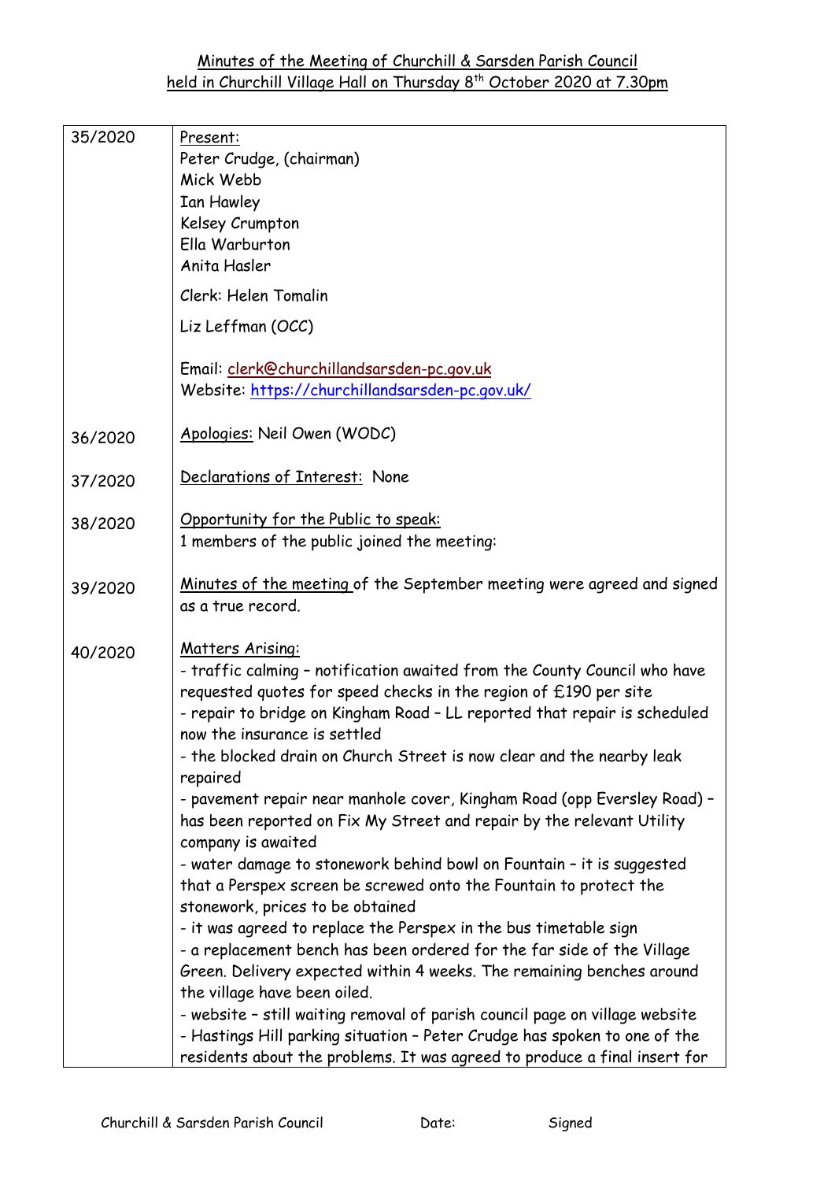## Minutes of the Meeting of Churchill & Sarsden Parish Council held in Churchill Village Hall on Thursday 8th October 2020 at 7.30pm

| | |
|---|---|
| 35/2020 | Present:<br>Peter Crudge, (chairman)<br>Mick Webb<br>Ian Hawley<br>Kelsey Crumpton<br>Ella Warburton<br>Anita Hasler<br><br>Clerk: Helen Tomalin<br><br>Liz Leffman (OCC)<br><br>Email: clerk@churchillandsarsden-pc.gov.uk<br>Website: https://churchillandsarsden-pc.gov.uk/ |
| 36/2020 | Apologies: Neil Owen (WODC) |
| 37/2020 | Declarations of Interest: None |
| 38/2020 | Opportunity for the Public to speak:<br>1 members of the public joined the meeting: |
| 39/2020 | Minutes of the meeting of the September meeting were agreed and signed as a true record. |
| 40/2020 | Matters Arising:<br>- traffic calming – notification awaited from the County Council who have requested quotes for speed checks in the region of £190 per site<br>- repair to bridge on Kingham Road – LL reported that repair is scheduled now the insurance is settled<br>- the blocked drain on Church Street is now clear and the nearby leak repaired<br>- pavement repair near manhole cover, Kingham Road (opp Eversley Road) – has been reported on Fix My Street and repair by the relevant Utility company is awaited<br>- water damage to stonework behind bowl on Fountain – it is suggested that a Perspex screen be screwed onto the Fountain to protect the stonework, prices to be obtained<br>- it was agreed to replace the Perspex in the bus timetable sign<br>- a replacement bench has been ordered for the far side of the Village Green. Delivery expected within 4 weeks. The remaining benches around the village have been oiled.<br>- website – still waiting removal of parish council page on village website<br>- Hastings Hill parking situation – Peter Crudge has spoken to one of the residents about the problems. It was agreed to produce a final insert for |

Churchill & Sarsden Parish Council Date: Signed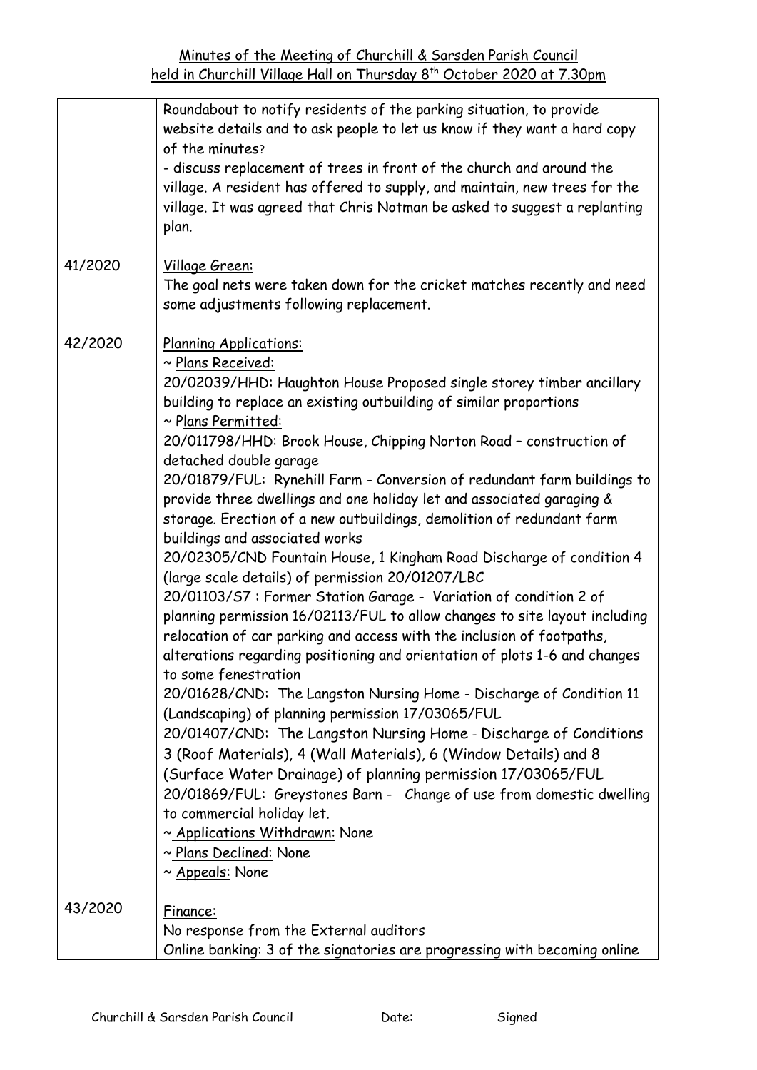Minutes of the Meeting of Churchill & Sarsden Parish Council held in Churchill Village Hall on Thursday 8th October 2020 at 7.30pm

| | |
|---|---|
| | Roundabout to notify residents of the parking situation, to provide website details and to ask people to let us know if they want a hard copy of the minutes?<br>- discuss replacement of trees in front of the church and around the village. A resident has offered to supply, and maintain, new trees for the village. It was agreed that Chris Notman be asked to suggest a replanting plan. |
| 41/2020 | Village Green:<br>The goal nets were taken down for the cricket matches recently and need some adjustments following replacement. |
| 42/2020 | Planning Applications:<br>~ Plans Received:<br>20/02039/HHD: Haughton House Proposed single storey timber ancillary building to replace an existing outbuilding of similar proportions<br>~ Plans Permitted:<br>20/011798/HHD: Brook House, Chipping Norton Road – construction of detached double garage<br>20/01879/FUL: Rynehill Farm - Conversion of redundant farm buildings to provide three dwellings and one holiday let and associated garaging & storage. Erection of a new outbuildings, demolition of redundant farm buildings and associated works<br>20/02305/CND Fountain House, 1 Kingham Road Discharge of condition 4 (large scale details) of permission 20/01207/LBC<br>20/01103/S7 : Former Station Garage - Variation of condition 2 of planning permission 16/02113/FUL to allow changes to site layout including relocation of car parking and access with the inclusion of footpaths, alterations regarding positioning and orientation of plots 1-6 and changes to some fenestration<br>20/01628/CND: The Langston Nursing Home - Discharge of Condition 11 (Landscaping) of planning permission 17/03065/FUL<br>20/01407/CND: The Langston Nursing Home - Discharge of Conditions 3 (Roof Materials), 4 (Wall Materials), 6 (Window Details) and 8 (Surface Water Drainage) of planning permission 17/03065/FUL<br>20/01869/FUL: Greystones Barn - Change of use from domestic dwelling to commercial holiday let.<br>~ Applications Withdrawn: None<br>~ Plans Declined: None<br>~ Appeals: None |
| 43/2020 | Finance:<br>No response from the External auditors<br>Online banking: 3 of the signatories are progressing with becoming online |

Churchill & Sarsden Parish Council Date: Signed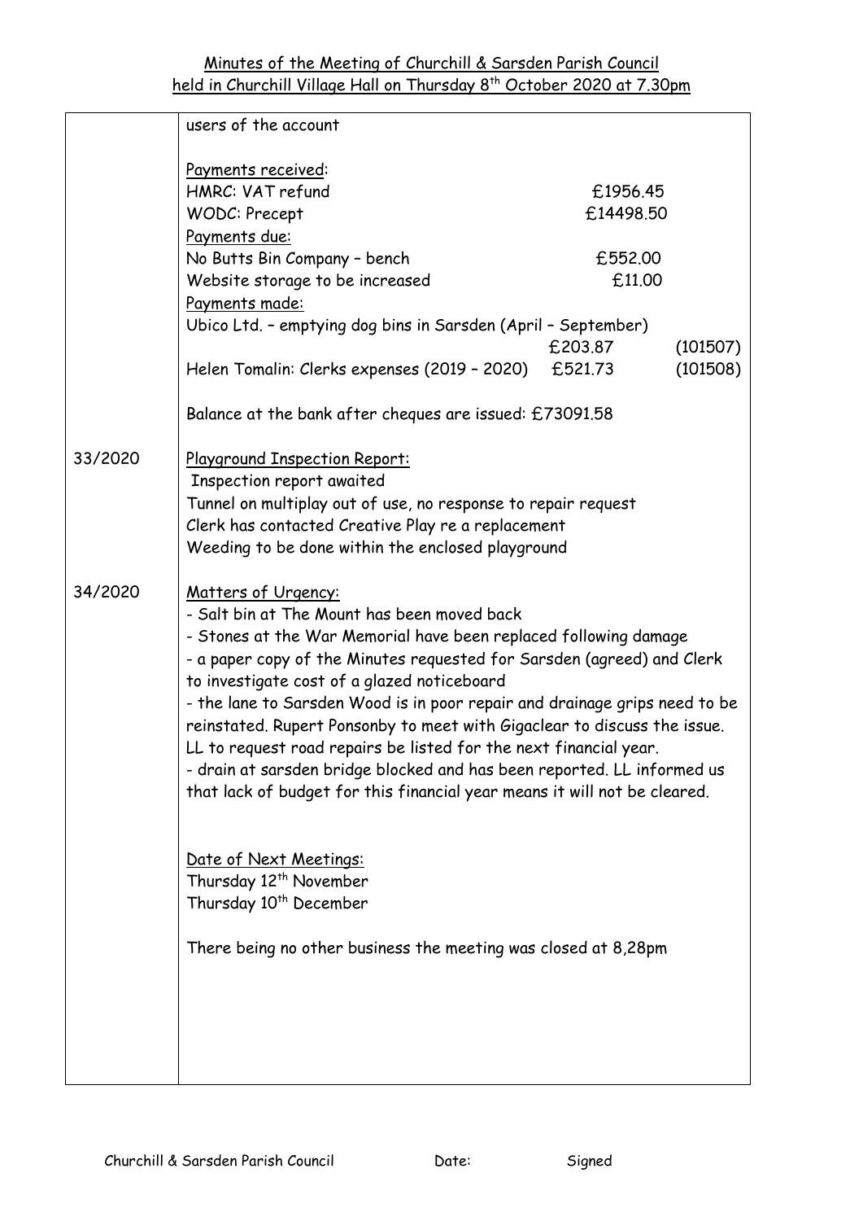Minutes of the Meeting of Churchill & Sarsden Parish Council held in Churchill Village Hall on Thursday 8th October 2020 at 7.30pm

| | |
|---|---|
| | users of the account<br><br>Payments received:<br>HMRC: VAT refund £1956.45<br>WODC: Precept £14498.50<br>Payments due:<br>No Butts Bin Company – bench £552.00<br>Website storage to be increased £11.00<br>Payments made:<br>Ubico Ltd. – emptying dog bins in Sarsden (April – September) £203.87 (101507)<br>Helen Tomalin: Clerks expenses (2019 – 2020) £521.73 (101508)<br><br>Balance at the bank after cheques are issued: £73091.58 |
| 33/2020 | Playground Inspection Report:<br>Inspection report awaited<br>Tunnel on multiplay out of use, no response to repair request<br>Clerk has contacted Creative Play re a replacement<br>Weeding to be done within the enclosed playground |
| 34/2020 | Matters of Urgency:<br>- Salt bin at The Mount has been moved back<br>- Stones at the War Memorial have been replaced following damage<br>- a paper copy of the Minutes requested for Sarsden (agreed) and Clerk to investigate cost of a glazed noticeboard<br>- the lane to Sarsden Wood is in poor repair and drainage grips need to be reinstated. Rupert Ponsonby to meet with Gigaclear to discuss the issue. LL to request road repairs be listed for the next financial year.<br>- drain at sarsden bridge blocked and has been reported. LL informed us that lack of budget for this financial year means it will not be cleared.<br><br>Date of Next Meetings:<br>Thursday 12th November<br>Thursday 10th December<br><br>There being no other business the meeting was closed at 8,28pm |

Churchill & Sarsden Parish Council Date: Signed